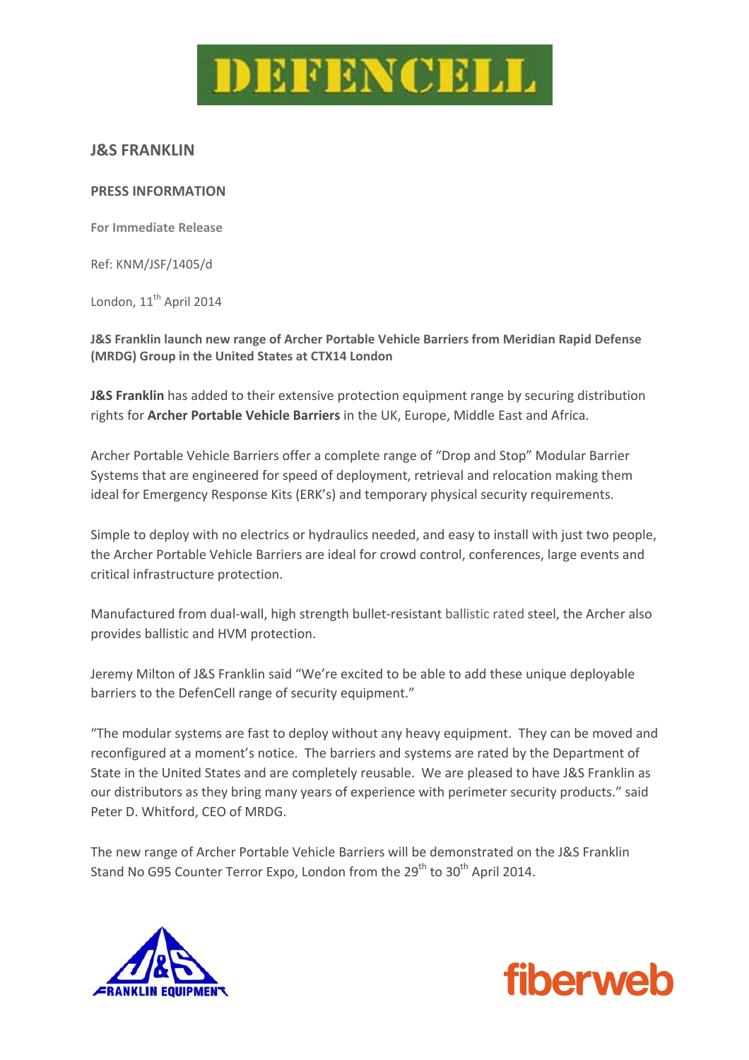DEFENCELL

## J&S FRANKLIN

### PRESS INFORMATION

**For Immediate Release**

Ref: KNM/JSF/1405/d

London, 11th April 2014

**J&S Franklin launch new range of Archer Portable Vehicle Barriers from Meridian Rapid Defense (MRDG) Group in the United States at CTX14 London**

**J&S Franklin** has added to their extensive protection equipment range by securing distribution rights for **Archer Portable Vehicle Barriers** in the UK, Europe, Middle East and Africa.

Archer Portable Vehicle Barriers offer a complete range of "Drop and Stop" Modular Barrier Systems that are engineered for speed of deployment, retrieval and relocation making them ideal for Emergency Response Kits (ERK's) and temporary physical security requirements.

Simple to deploy with no electrics or hydraulics needed, and easy to install with just two people, the Archer Portable Vehicle Barriers are ideal for crowd control, conferences, large events and critical infrastructure protection.

Manufactured from dual-wall, high strength bullet-resistant ballistic rated steel, the Archer also provides ballistic and HVM protection.

Jeremy Milton of J&S Franklin said "We're excited to be able to add these unique deployable barriers to the DefenCell range of security equipment."

"The modular systems are fast to deploy without any heavy equipment. They can be moved and reconfigured at a moment's notice. The barriers and systems are rated by the Department of State in the United States and are completely reusable. We are pleased to have J&S Franklin as our distributors as they bring many years of experience with perimeter security products." said Peter D. Whitford, CEO of MRDG.

The new range of Archer Portable Vehicle Barriers will be demonstrated on the J&S Franklin Stand No G95 Counter Terror Expo, London from the 29th to 30th April 2014.

J&S FRANKLIN EQUIPMENT

fiberweb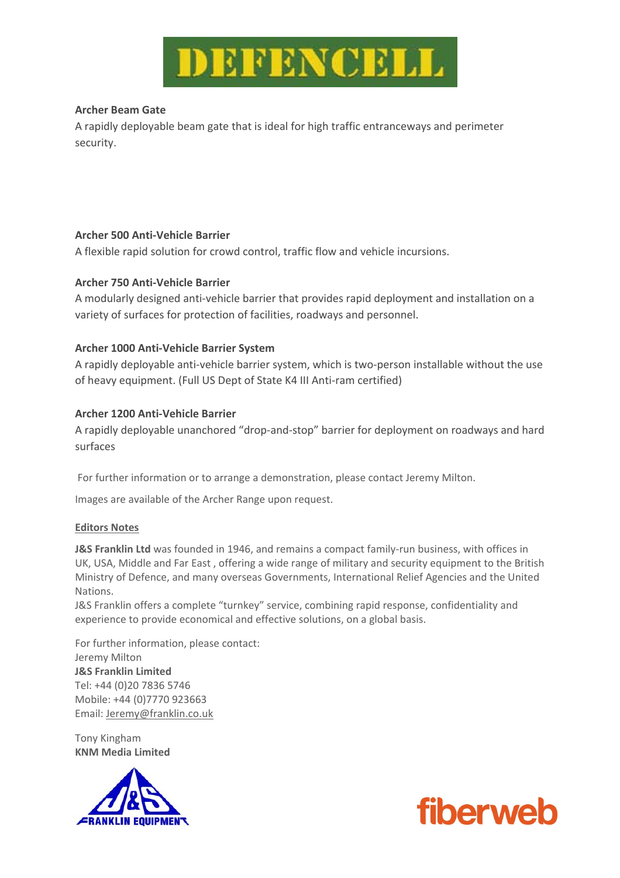**Archer Beam Gate**

A rapidly deployable beam gate that is ideal for high traffic entranceways and perimeter security.

**Archer 500 Anti-Vehicle Barrier**

A flexible rapid solution for crowd control, traffic flow and vehicle incursions.

**Archer 750 Anti-Vehicle Barrier**

A modularly designed anti-vehicle barrier that provides rapid deployment and installation on a variety of surfaces for protection of facilities, roadways and personnel.

**Archer 1000 Anti-Vehicle Barrier System**

A rapidly deployable anti-vehicle barrier system, which is two-person installable without the use of heavy equipment. (Full US Dept of State K4 III Anti-ram certified)

**Archer 1200 Anti-Vehicle Barrier**

A rapidly deployable unanchored "drop-and-stop" barrier for deployment on roadways and hard surfaces

For further information or to arrange a demonstration, please contact Jeremy Milton.

Images are available of the Archer Range upon request.

<u>Editors Notes</u>

**J&S Franklin Ltd** was founded in 1946, and remains a compact family-run business, with offices in UK, USA, Middle and Far East , offering a wide range of military and security equipment to the British Ministry of Defence, and many overseas Governments, International Relief Agencies and the United Nations.

J&S Franklin offers a complete "turnkey" service, combining rapid response, confidentiality and experience to provide economical and effective solutions, on a global basis.

For further information, please contact:
Jeremy Milton
**J&S Franklin Limited**
Tel: +44 (0)20 7836 5746
Mobile: +44 (0)7770 923663
Email: Jeremy@franklin.co.uk

Tony Kingham
**KNM Media Limited**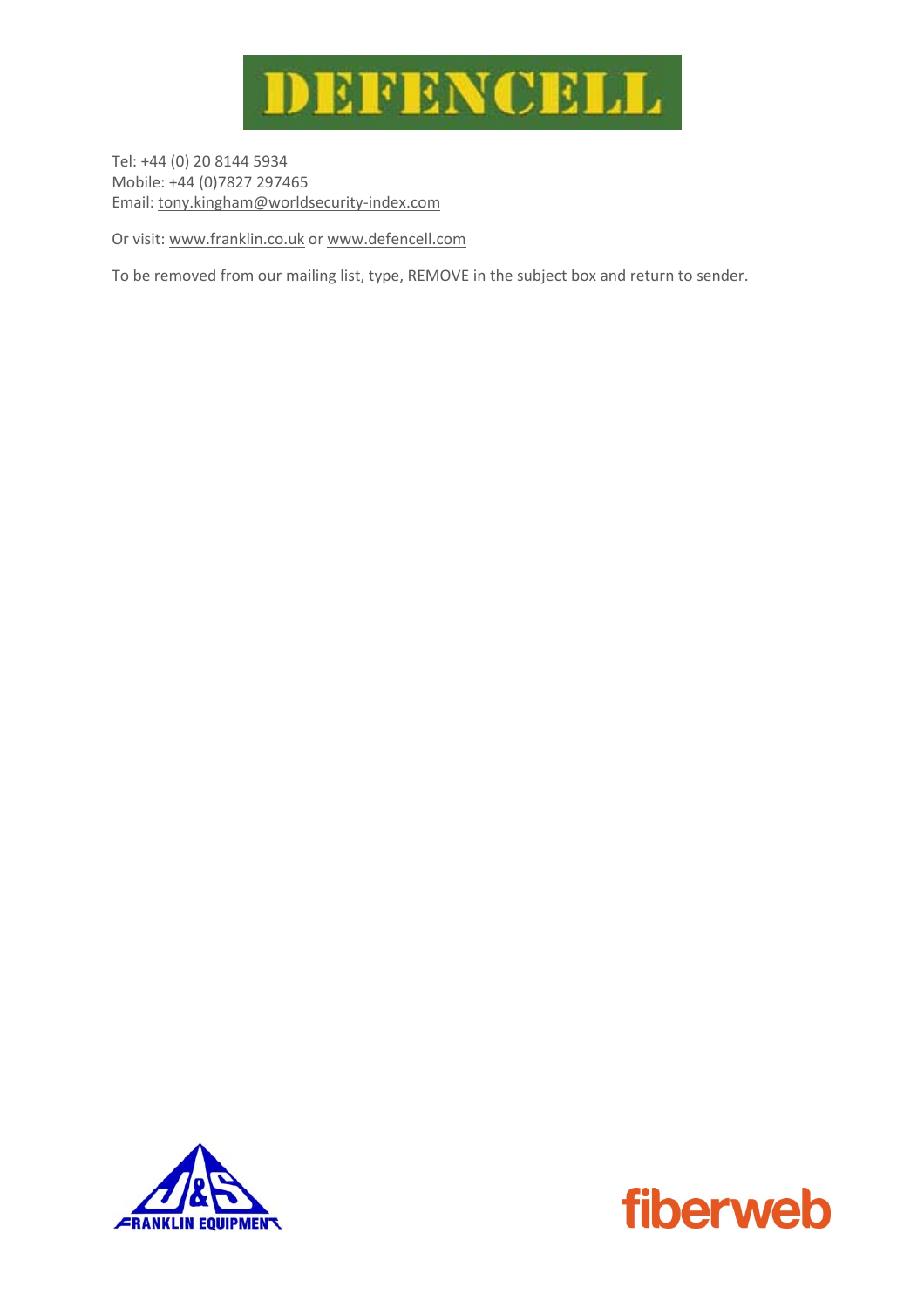DEFENCELL

Tel: +44 (0) 20 8144 5934
Mobile: +44 (0)7827 297465
Email: tony.kingham@worldsecurity-index.com

Or visit: www.franklin.co.uk or www.defencell.com

To be removed from our mailing list, type, REMOVE in the subject box and return to sender.

J&S FRANKLIN EQUIPMENT

fiberweb